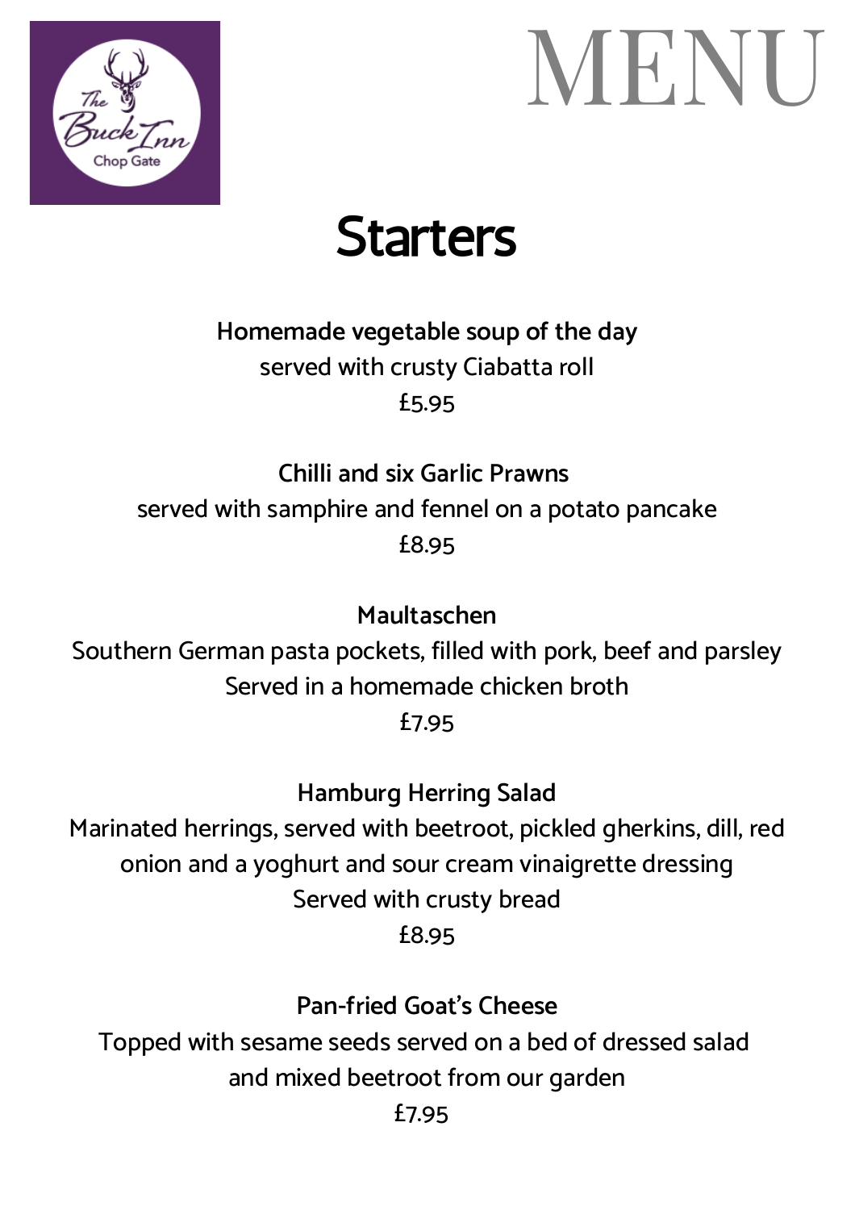The Buck Inn
Chop Gate

# MENU

## Starters

**Homemade vegetable soup of the day**
served with crusty Ciabatta roll
£5.95

**Chilli and six Garlic Prawns**
served with samphire and fennel on a potato pancake
£8.95

**Maultaschen**
Southern German pasta pockets, filled with pork, beef and parsley
Served in a homemade chicken broth
£7.95

**Hamburg Herring Salad**
Marinated herrings, served with beetroot, pickled gherkins, dill, red onion and a yoghurt and sour cream vinaigrette dressing
Served with crusty bread
£8.95

**Pan-fried Goat's Cheese**
Topped with sesame seeds served on a bed of dressed salad and mixed beetroot from our garden
£7.95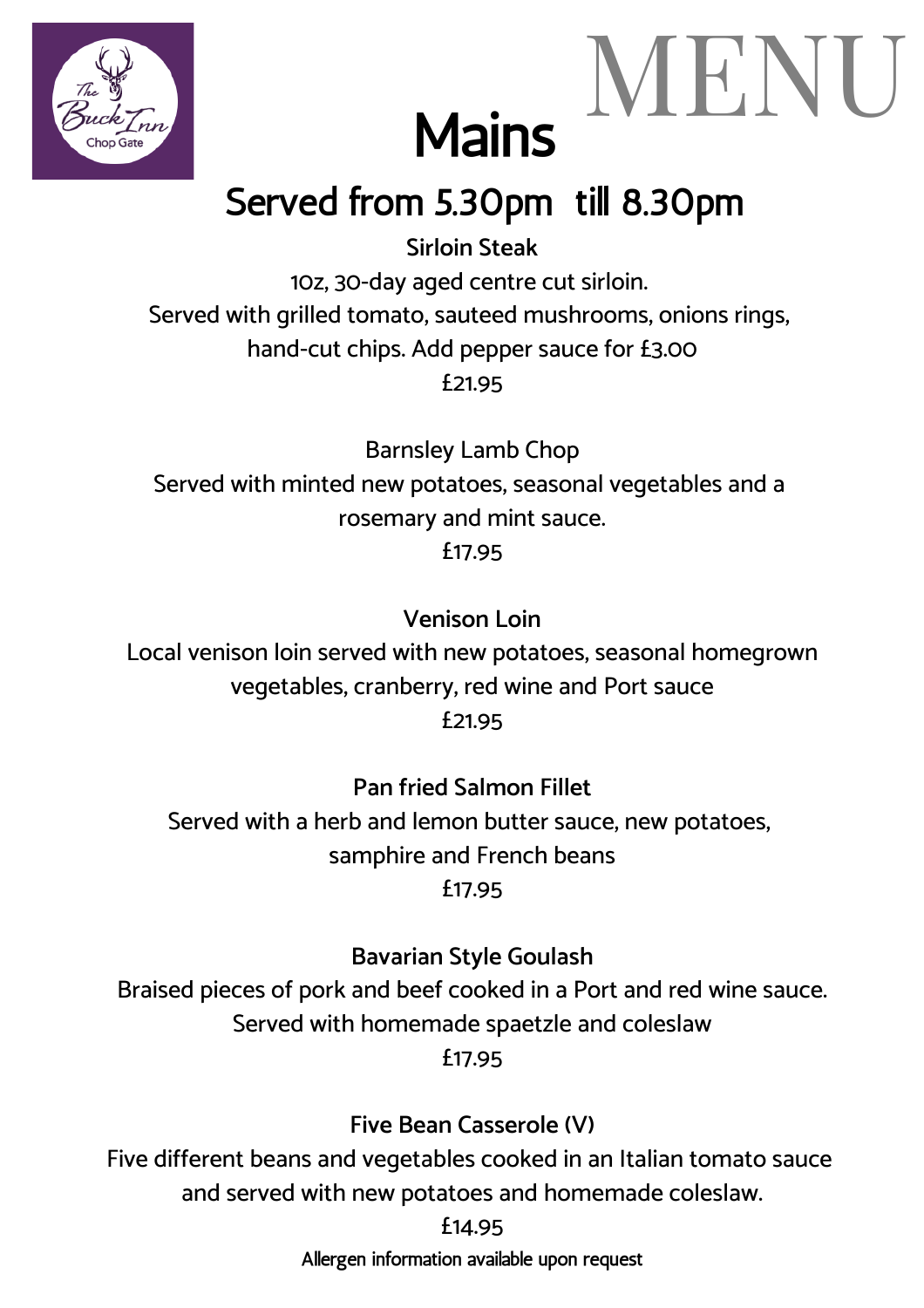The Buck Inn
Chop Gate

# MENU

## Mains

### Served from 5.30pm till 8.30pm

**Sirloin Steak**

10z, 30-day aged centre cut sirloin.
Served with grilled tomato, sauteed mushrooms, onions rings, hand-cut chips. Add pepper sauce for £3.00

£21.95

Barnsley Lamb Chop

Served with minted new potatoes, seasonal vegetables and a rosemary and mint sauce.

£17.95

**Venison Loin**

Local venison loin served with new potatoes, seasonal homegrown vegetables, cranberry, red wine and Port sauce

£21.95

**Pan fried Salmon Fillet**

Served with a herb and lemon butter sauce, new potatoes, samphire and French beans

£17.95

**Bavarian Style Goulash**

Braised pieces of pork and beef cooked in a Port and red wine sauce. Served with homemade spaetzle and coleslaw

£17.95

**Five Bean Casserole (V)**

Five different beans and vegetables cooked in an Italian tomato sauce and served with new potatoes and homemade coleslaw.

£14.95

Allergen information available upon request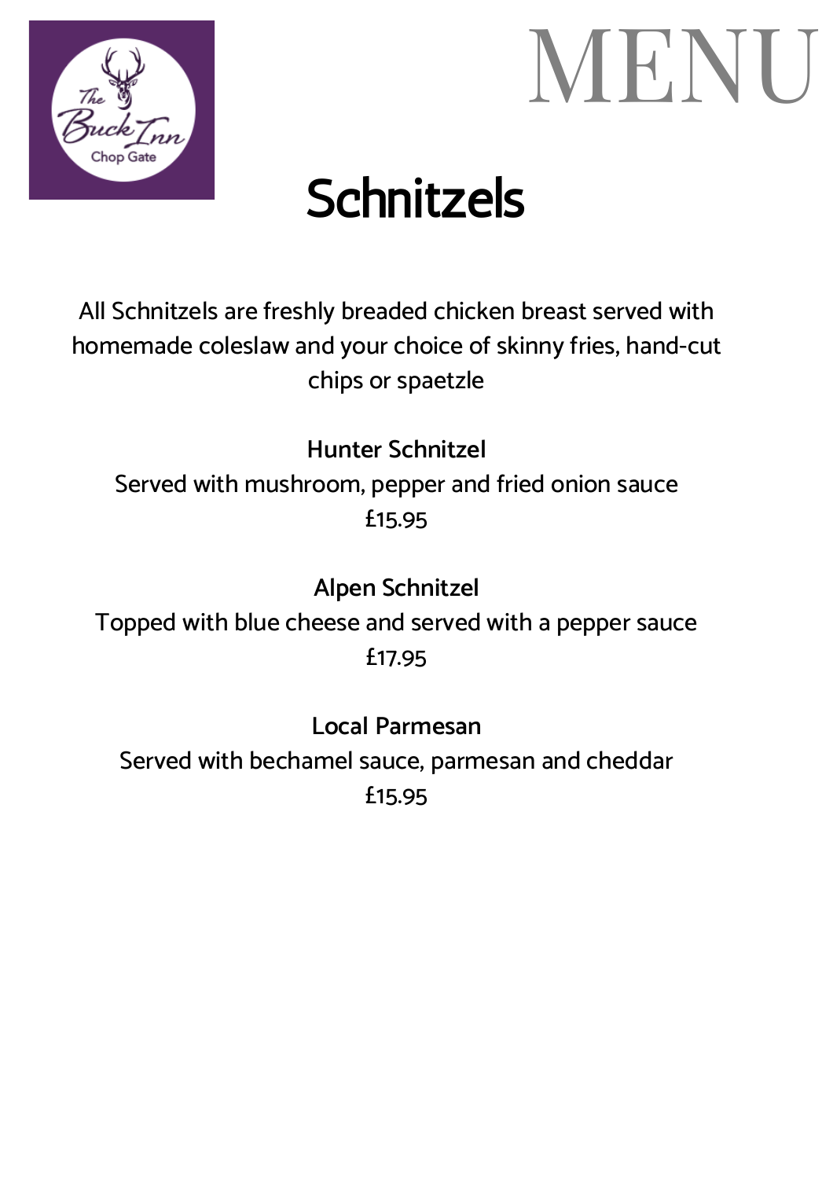# MENU

## Schnitzels

All Schnitzels are freshly breaded chicken breast served with homemade coleslaw and your choice of skinny fries, hand-cut chips or spaetzle

**Hunter Schnitzel**
Served with mushroom, pepper and fried onion sauce
£15.95

**Alpen Schnitzel**
Topped with blue cheese and served with a pepper sauce
£17.95

**Local Parmesan**
Served with bechamel sauce, parmesan and cheddar
£15.95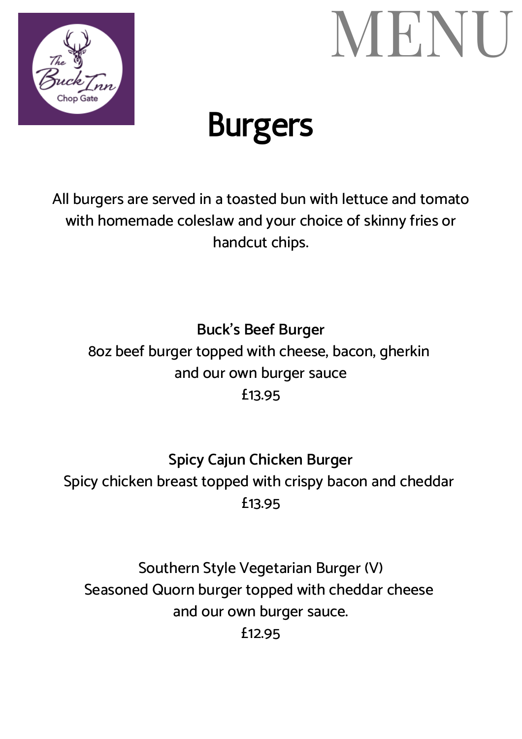# MENU

## Burgers

All burgers are served in a toasted bun with lettuce and tomato with homemade coleslaw and your choice of skinny fries or handcut chips.

**Buck's Beef Burger**
8oz beef burger topped with cheese, bacon, gherkin and our own burger sauce
£13.95

**Spicy Cajun Chicken Burger**
Spicy chicken breast topped with crispy bacon and cheddar
£13.95

Southern Style Vegetarian Burger (V)
Seasoned Quorn burger topped with cheddar cheese and our own burger sauce.
£12.95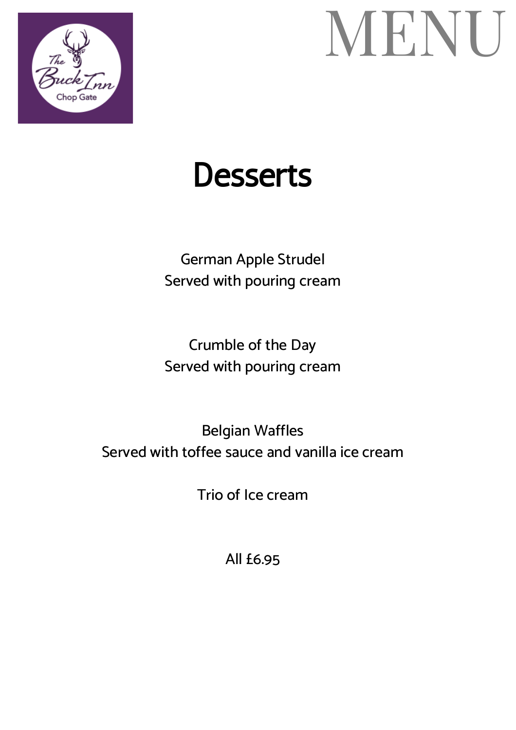# MENU

## Desserts

German Apple Strudel
Served with pouring cream

Crumble of the Day
Served with pouring cream

Belgian Waffles
Served with toffee sauce and vanilla ice cream

Trio of Ice cream

All £6.95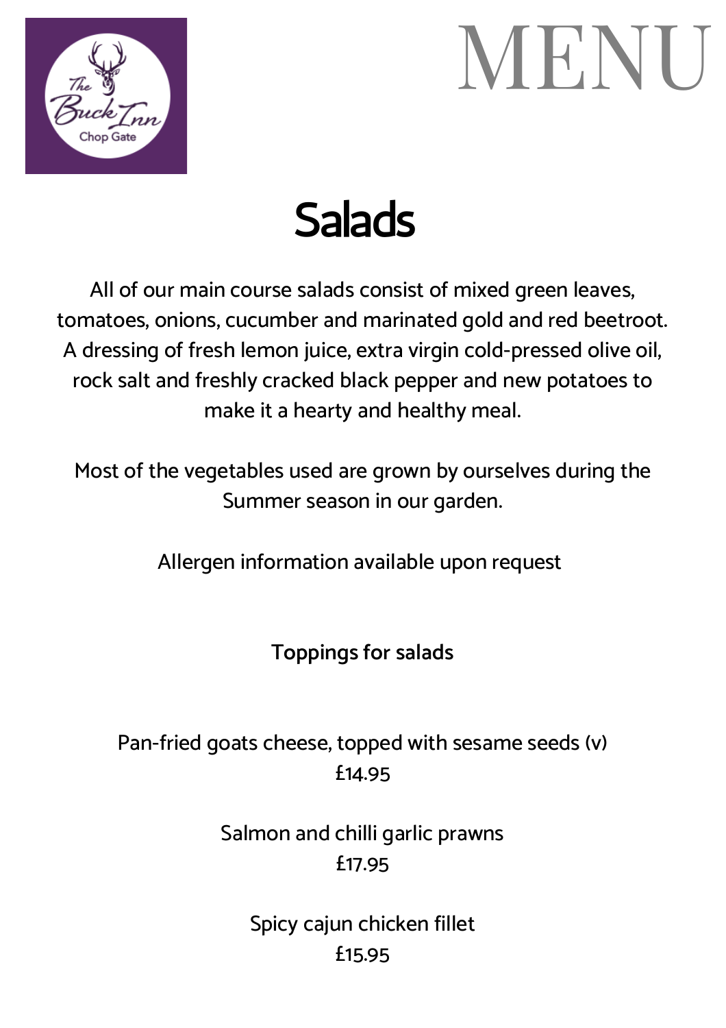# MENU

## Salads

All of our main course salads consist of mixed green leaves, tomatoes, onions, cucumber and marinated gold and red beetroot. A dressing of fresh lemon juice, extra virgin cold-pressed olive oil, rock salt and freshly cracked black pepper and new potatoes to make it a hearty and healthy meal.

Most of the vegetables used are grown by ourselves during the Summer season in our garden.

Allergen information available upon request

**Toppings for salads**

Pan-fried goats cheese, topped with sesame seeds (v)
£14.95

Salmon and chilli garlic prawns
£17.95

Spicy cajun chicken fillet
£15.95